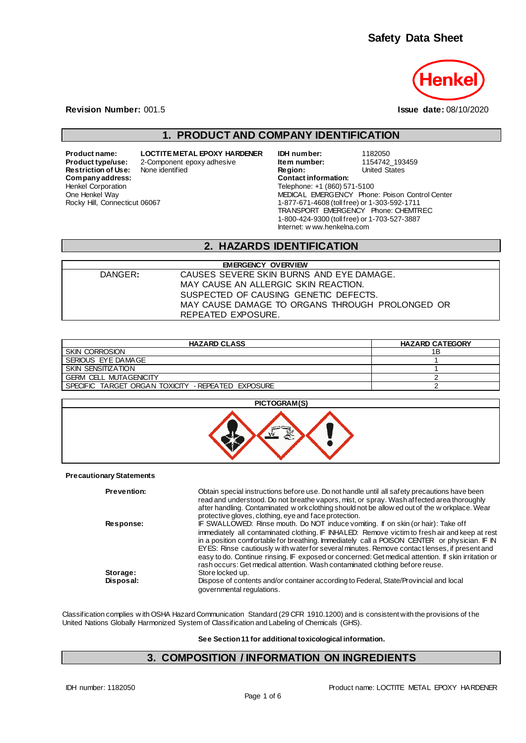# Safety Data Sheet

Henkel

**Revision Number:** 001.5 **Issue date:** 08/10/2020

## 1. PRODUCT AND COMPANY IDENTIFICATION

**Product name:** LOCTITE METAL EPOXY HARDENER
**Product type/use:** 2-Component epoxy adhesive
**Restriction of Use:** None identified
**Company address:**
Henkel Corporation
One Henkel Way
Rocky Hill, Connecticut 06067

**IDH number:** 1182050
**Item number:** 1154742_193459
**Region:** United States
**Contact information:**
Telephone: +1 (860) 571-5100
MEDICAL EMERGENCY Phone: Poison Control Center
1-877-671-4608 (toll free) or 1-303-592-1711
TRANSPORT EMERGENCY Phone: CHEMTREC
1-800-424-9300 (toll free) or 1-703-527-3887
Internet: www.henkelna.com

## 2. HAZARDS IDENTIFICATION

| EMERGENCY OVERVIEW | |
|---|---|
| DANGER: | CAUSES SEVERE SKIN BURNS AND EYE DAMAGE.<br>MAY CAUSE AN ALLERGIC SKIN REACTION.<br>SUSPECTED OF CAUSING GENETIC DEFECTS.<br>MAY CAUSE DAMAGE TO ORGANS THROUGH PROLONGED OR REPEATED EXPOSURE. |

| HAZARD CLASS | HAZARD CATEGORY |
|---|---|
| SKIN CORROSION | 1B |
| SERIOUS EYE DAMAGE | 1 |
| SKIN SENSITIZATION | 1 |
| GERM CELL MUTAGENICITY | 2 |
| SPECIFIC TARGET ORGAN TOXICITY - REPEATED EXPOSURE | 2 |

**PICTOGRAM(S)**

**Precautionary Statements**

**Prevention:** Obtain special instructions before use. Do not handle until all safety precautions have been read and understood. Do not breathe vapors, mist, or spray. Wash affected area thoroughly after handling. Contaminated work clothing should not be allowed out of the workplace. Wear protective gloves, clothing, eye and face protection.

**Response:** IF SWALLOWED: Rinse mouth. Do NOT induce vomiting. If on skin (or hair): Take off immediately all contaminated clothing. IF INHALED: Remove victim to fresh air and keep at rest in a position comfortable for breathing. Immediately call a POISON CENTER or physician. IF IN EYES: Rinse cautiously with water for several minutes. Remove contact lenses, if present and easy to do. Continue rinsing. IF exposed or concerned: Get medical attention. If skin irritation or rash occurs: Get medical attention. Wash contaminated clothing before reuse.

**Storage:** Store locked up.

**Disposal:** Dispose of contents and/or container according to Federal, State/Provincial and local governmental regulations.

Classification complies with OSHA Hazard Communication Standard (29 CFR 1910.1200) and is consistent with the provisions of the United Nations Globally Harmonized System of Classification and Labeling of Chemicals (GHS).

**See Section 11 for additional toxicological information.**

## 3. COMPOSITION / INFORMATION ON INGREDIENTS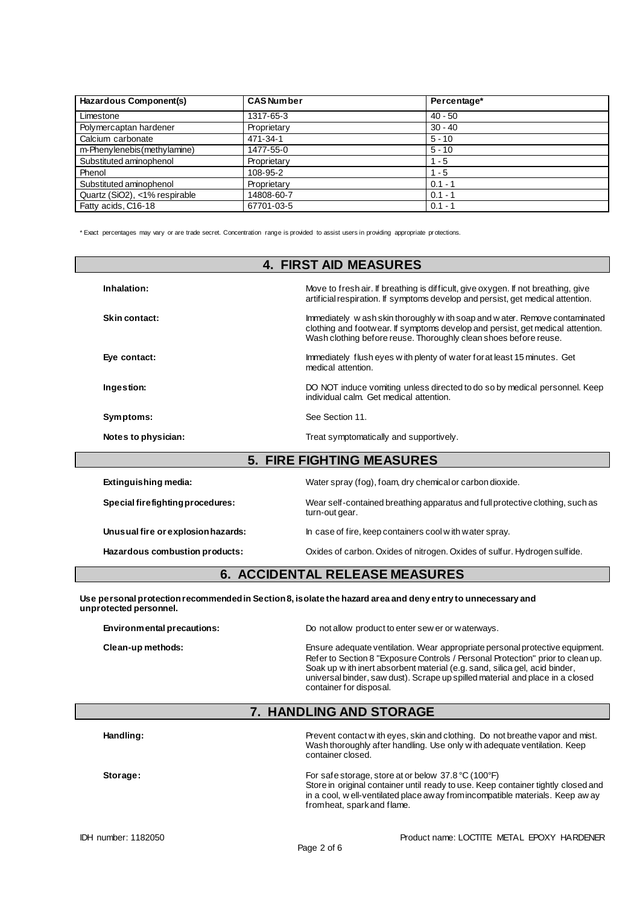| Hazardous Component(s) | CAS Number | Percentage* |
|---|---|---|
| Limestone | 1317-65-3 | 40 - 50 |
| Polymercaptan hardener | Proprietary | 30 - 40 |
| Calcium carbonate | 471-34-1 | 5 - 10 |
| m-Phenylenebis(methylamine) | 1477-55-0 | 5 - 10 |
| Substituted aminophenol | Proprietary | 1 - 5 |
| Phenol | 108-95-2 | 1 - 5 |
| Substituted aminophenol | Proprietary | 0.1 - 1 |
| Quartz ($SiO_2$), <1% respirable | 14808-60-7 | 0.1 - 1 |
| Fatty acids, C16-18 | 67701-03-5 | 0.1 - 1 |

* Exact percentages may vary or are trade secret. Concentration range is provided to assist users in providing appropriate protections.

## 4. FIRST AID MEASURES

**Inhalation:** Move to fresh air. If breathing is difficult, give oxygen. If not breathing, give artificial respiration. If symptoms develop and persist, get medical attention.

**Skin contact:** Immediately wash skin thoroughly with soap and water. Remove contaminated clothing and footwear. If symptoms develop and persist, get medical attention. Wash clothing before reuse. Thoroughly clean shoes before reuse.

**Eye contact:** Immediately flush eyes with plenty of water for at least 15 minutes. Get medical attention.

**Ingestion:** DO NOT induce vomiting unless directed to do so by medical personnel. Keep individual calm. Get medical attention.

**Symptoms:** See Section 11.

**Notes to physician:** Treat symptomatically and supportively.

## 5. FIRE FIGHTING MEASURES

**Extinguishing media:** Water spray (fog), foam, dry chemical or carbon dioxide.

**Special firefighting procedures:** Wear self-contained breathing apparatus and full protective clothing, such as turn-out gear.

**Unusual fire or explosion hazards:** In case of fire, keep containers cool with water spray.

**Hazardous combustion products:** Oxides of carbon. Oxides of nitrogen. Oxides of sulfur. Hydrogen sulfide.

## 6. ACCIDENTAL RELEASE MEASURES

**Use personal protection recommended in Section 8, isolate the hazard area and deny entry to unnecessary and unprotected personnel.**

**Environmental precautions:** Do not allow product to enter sewer or waterways.

**Clean-up methods:** Ensure adequate ventilation. Wear appropriate personal protective equipment. Refer to Section 8 "Exposure Controls / Personal Protection" prior to clean up. Soak up with inert absorbent material (e.g. sand, silica gel, acid binder, universal binder, saw dust). Scrape up spilled material and place in a closed container for disposal.

## 7. HANDLING AND STORAGE

**Handling:** Prevent contact with eyes, skin and clothing. Do not breathe vapor and mist. Wash thoroughly after handling. Use only with adequate ventilation. Keep container closed.

**Storage:** For safe storage, store at or below 37.8 °C (100°F)
Store in original container until ready to use. Keep container tightly closed and in a cool, well-ventilated place away from incompatible materials. Keep away from heat, spark and flame.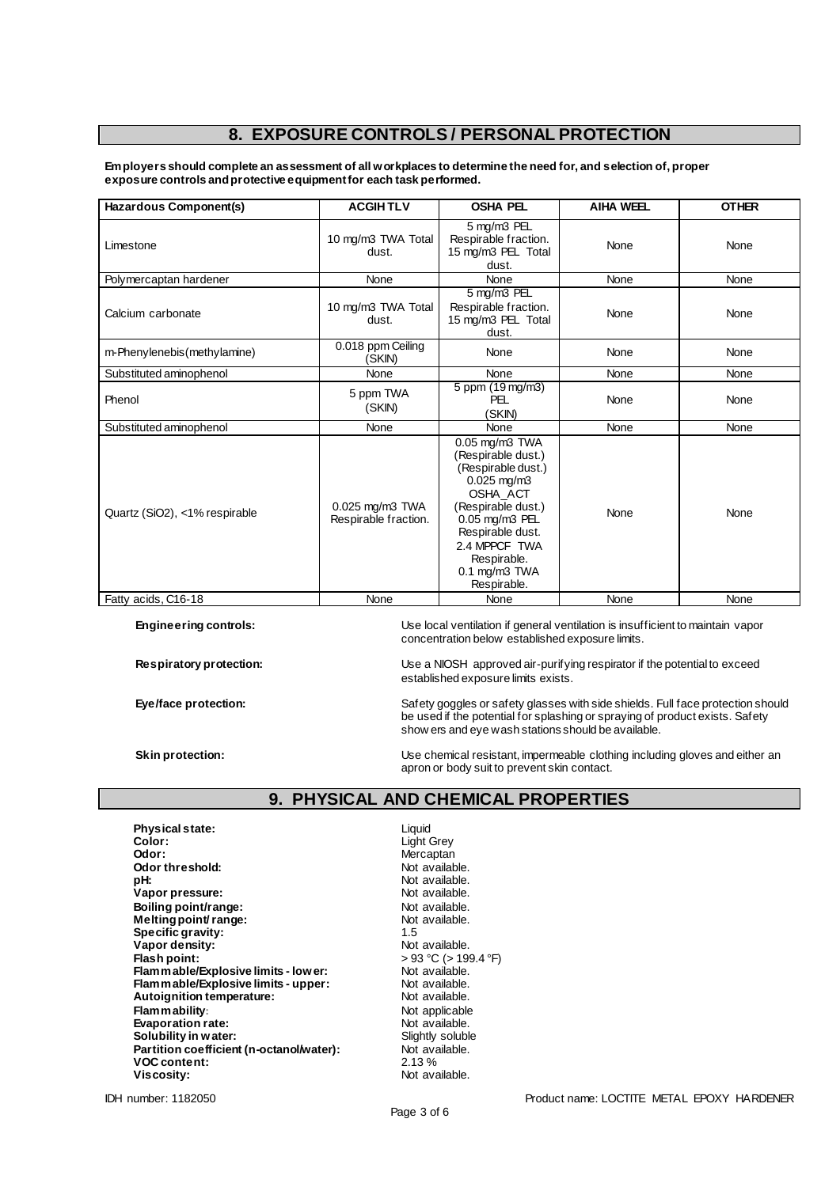## 8. EXPOSURE CONTROLS / PERSONAL PROTECTION

**Employers should complete an assessment of all workplaces to determine the need for, and selection of, proper exposure controls and protective equipment for each task performed.**

| Hazardous Component(s) | ACGIH TLV | OSHA PEL | AIHA WEEL | OTHER |
|---|---|---|---|---|
| Limestone | 10 mg/m3 TWA Total dust. | 5 mg/m3 PEL Respirable fraction. 15 mg/m3 PEL Total dust. | None | None |
| Polymercaptan hardener | None | None | None | None |
| Calcium carbonate | 10 mg/m3 TWA Total dust. | 5 mg/m3 PEL Respirable fraction. 15 mg/m3 PEL Total dust. | None | None |
| m-Phenylenebis(methylamine) | 0.018 ppm Ceiling (SKIN) | None | None | None |
| Substituted aminophenol | None | None | None | None |
| Phenol | 5 ppm TWA (SKIN) | 5 ppm (19 mg/m3) PEL (SKIN) | None | None |
| Substituted aminophenol | None | None | None | None |
| Quartz (SiO2), <1% respirable | 0.025 mg/m3 TWA Respirable fraction. | 0.05 mg/m3 TWA (Respirable dust.) (Respirable dust.) 0.025 mg/m3 OSHA_ACT (Respirable dust.) 0.05 mg/m3 PEL Respirable dust. 2.4 MPPCF TWA Respirable. 0.1 mg/m3 TWA Respirable. | None | None |
| Fatty acids, C16-18 | None | None | None | None |

**Engineering controls:** Use local ventilation if general ventilation is insufficient to maintain vapor concentration below established exposure limits.

**Respiratory protection:** Use a NIOSH approved air-purifying respirator if the potential to exceed established exposure limits exists.

**Eye/face protection:** Safety goggles or safety glasses with side shields. Full face protection should be used if the potential for splashing or spraying of product exists. Safety showers and eye wash stations should be available.

**Skin protection:** Use chemical resistant, impermeable clothing including gloves and either an apron or body suit to prevent skin contact.

## 9. PHYSICAL AND CHEMICAL PROPERTIES

**Physical state:** Liquid
**Color:** Light Grey
**Odor:** Mercaptan
**Odor threshold:** Not available.
**pH:** Not available.
**Vapor pressure:** Not available.
**Boiling point/range:** Not available.
**Melting point/ range:** Not available.
**Specific gravity:** 1.5
**Vapor density:** Not available.
**Flash point:** > 93 °C (> 199.4 °F)
**Flammable/Explosive limits - lower:** Not available.
**Flammable/Explosive limits - upper:** Not available.
**Autoignition temperature:** Not available.
**Flammability:** Not applicable
**Evaporation rate:** Not available.
**Solubility in water:** Slightly soluble
**Partition coefficient (n-octanol/water):** Not available.
**VOC content:** 2.13 %
**Viscosity:** Not available.

IDH number: 1182050 Product name: LOCTITE METAL EPOXY HARDENER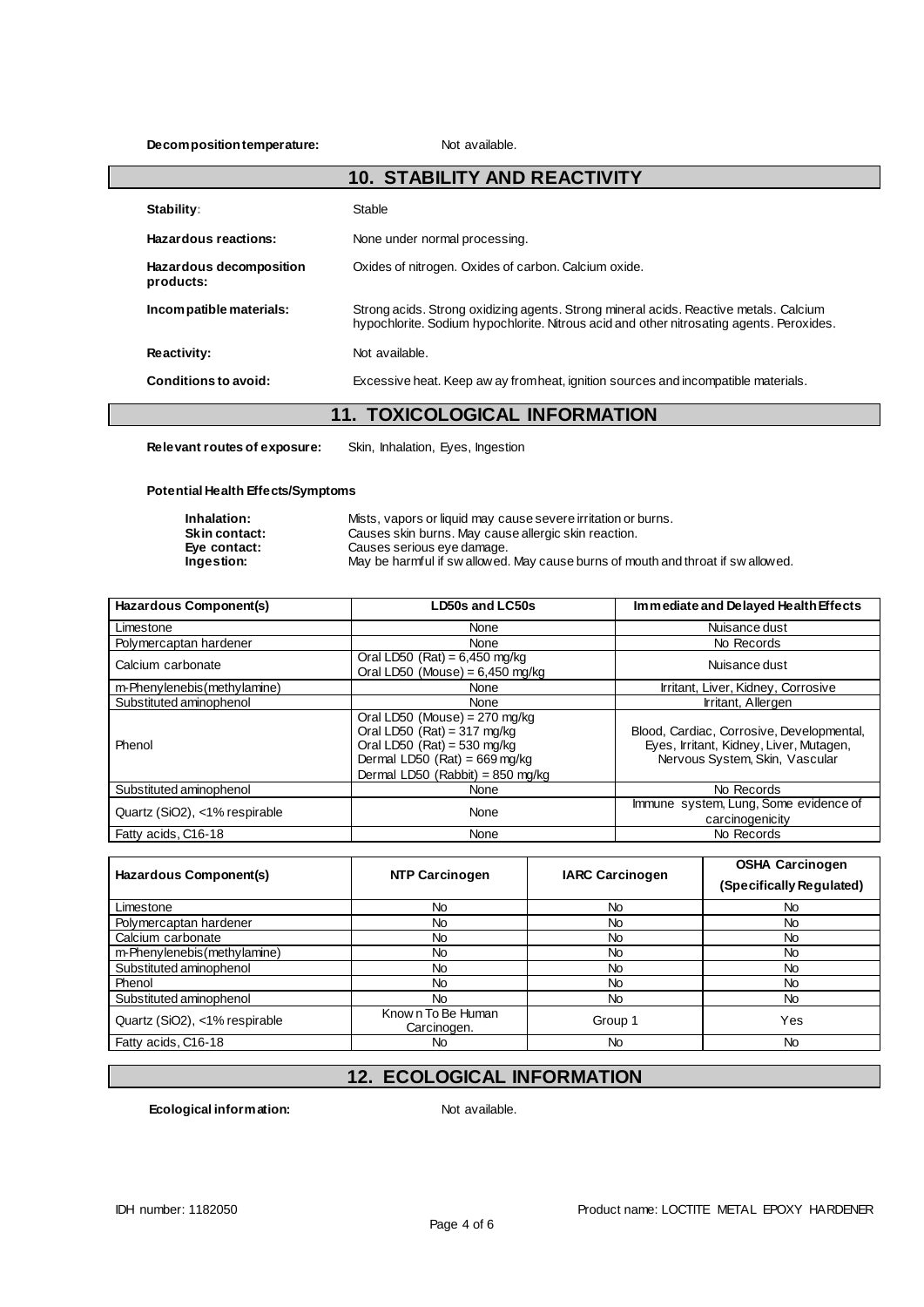**Decomposition temperature:** Not available.

## 10. STABILITY AND REACTIVITY

**Stability:** Stable

**Hazardous reactions:** None under normal processing.

**Hazardous decomposition products:** Oxides of nitrogen. Oxides of carbon. Calcium oxide.

**Incompatible materials:** Strong acids. Strong oxidizing agents. Strong mineral acids. Reactive metals. Calcium hypochlorite. Sodium hypochlorite. Nitrous acid and other nitrosating agents. Peroxides.

**Reactivity:** Not available.

**Conditions to avoid:** Excessive heat. Keep away from heat, ignition sources and incompatible materials.

## 11. TOXICOLOGICAL INFORMATION

**Relevant routes of exposure:** Skin, Inhalation, Eyes, Ingestion

**Potential Health Effects/Symptoms**

**Inhalation:** Mists, vapors or liquid may cause severe irritation or burns.
**Skin contact:** Causes skin burns. May cause allergic skin reaction.
**Eye contact:** Causes serious eye damage.
**Ingestion:** May be harmful if swallowed. May cause burns of mouth and throat if swallowed.

| Hazardous Component(s) | LD50s and LC50s | Immediate and Delayed Health Effects |
| --- | --- | --- |
| Limestone | None | Nuisance dust |
| Polymercaptan hardener | None | No Records |
| Calcium carbonate | Oral LD50 (Rat) = 6,450 mg/kg<br>Oral LD50 (Mouse) = 6,450 mg/kg | Nuisance dust |
| m-Phenylenebis(methylamine) | None | Irritant, Liver, Kidney, Corrosive |
| Substituted aminophenol | None | Irritant, Allergen |
| Phenol | Oral LD50 (Mouse) = 270 mg/kg<br>Oral LD50 (Rat) = 317 mg/kg<br>Oral LD50 (Rat) = 530 mg/kg<br>Dermal LD50 (Rat) = 669 mg/kg<br>Dermal LD50 (Rabbit) = 850 mg/kg | Blood, Cardiac, Corrosive, Developmental, Eyes, Irritant, Kidney, Liver, Mutagen, Nervous System, Skin, Vascular |
| Substituted aminophenol | None | No Records |
| Quartz (SiO2), <1% respirable | None | Immune system, Lung, Some evidence of carcinogenicity |
| Fatty acids, C16-18 | None | No Records |

| Hazardous Component(s) | NTP Carcinogen | IARC Carcinogen | OSHA Carcinogen (Specifically Regulated) |
| --- | --- | --- | --- |
| Limestone | No | No | No |
| Polymercaptan hardener | No | No | No |
| Calcium carbonate | No | No | No |
| m-Phenylenebis(methylamine) | No | No | No |
| Substituted aminophenol | No | No | No |
| Phenol | No | No | No |
| Substituted aminophenol | No | No | No |
| Quartz (SiO2), <1% respirable | Known To Be Human Carcinogen. | Group 1 | Yes |
| Fatty acids, C16-18 | No | No | No |

## 12. ECOLOGICAL INFORMATION

**Ecological information:** Not available.

IDH number: 1182050 Product name: LOCTITE METAL EPOXY HARDENER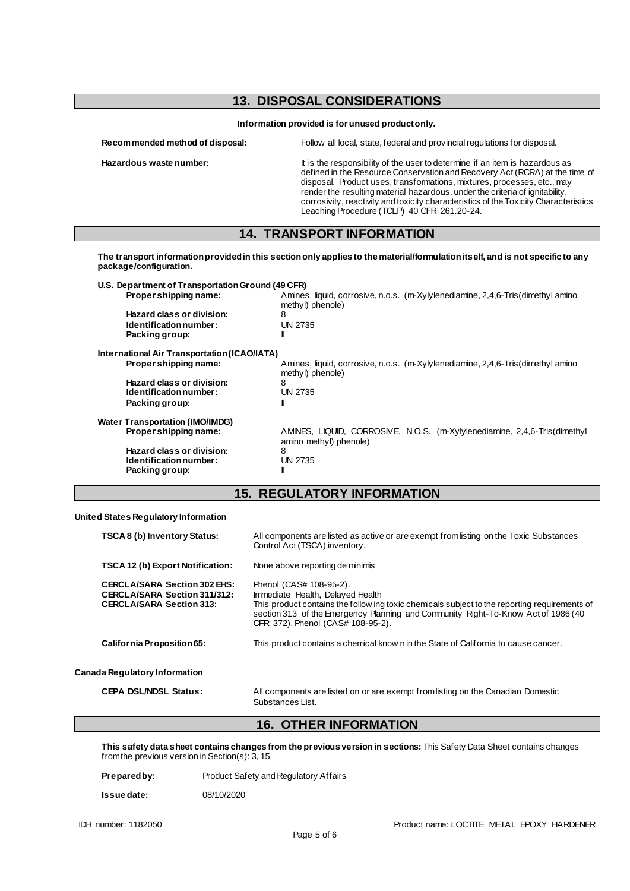## 13. DISPOSAL CONSIDERATIONS

**Information provided is for unused product only.**

| | |
|---|---|
| **Recommended method of disposal:** | Follow all local, state, federal and provincial regulations for disposal. |
| **Hazardous waste number:** | It is the responsibility of the user to determine if an item is hazardous as defined in the Resource Conservation and Recovery Act (RCRA) at the time of disposal. Product uses, transformations, mixtures, processes, etc., may render the resulting material hazardous, under the criteria of ignitability, corrosivity, reactivity and toxicity characteristics of the Toxicity Characteristics Leaching Procedure (TCLP) 40 CFR 261.20-24. |

## 14. TRANSPORT INFORMATION

**The transport information provided in this section only applies to the material/formulation itself, and is not specific to any package/configuration.**

**U.S. Department of Transportation Ground (49 CFR)**

| | |
|---|---|
| **Proper shipping name:** | Amines, liquid, corrosive, n.o.s. (m-Xylylenediamine, 2,4,6-Tris(dimethyl amino methyl) phenole) |
| **Hazard class or division:** | 8 |
| **Identification number:** | UN 2735 |
| **Packing group:** | II |

**International Air Transportation (ICAO/IATA)**

| | |
|---|---|
| **Proper shipping name:** | Amines, liquid, corrosive, n.o.s. (m-Xylylenediamine, 2,4,6-Tris(dimethyl amino methyl) phenole) |
| **Hazard class or division:** | 8 |
| **Identification number:** | UN 2735 |
| **Packing group:** | II |

**Water Transportation (IMO/IMDG)**

| | |
|---|---|
| **Proper shipping name:** | AMINES, LIQUID, CORROSIVE, N.O.S. (m-Xylylenediamine, 2,4,6-Tris(dimethyl amino methyl) phenole) |
| **Hazard class or division:** | 8 |
| **Identification number:** | UN 2735 |
| **Packing group:** | II |

## 15. REGULATORY INFORMATION

**United States Regulatory Information**

| | |
|---|---|
| **TSCA 8 (b) Inventory Status:** | All components are listed as active or are exempt from listing on the Toxic Substances Control Act (TSCA) inventory. |
| **TSCA 12 (b) Export Notification:** | None above reporting de minimis |
| **CERCLA/SARA Section 302 EHS:** | Phenol (CAS# 108-95-2). |
| **CERCLA/SARA Section 311/312:** | Immediate Health, Delayed Health |
| **CERCLA/SARA Section 313:** | This product contains the following toxic chemicals subject to the reporting requirements of section 313 of the Emergency Planning and Community Right-To-Know Act of 1986 (40 CFR 372). Phenol (CAS# 108-95-2). |
| **California Proposition 65:** | This product contains a chemical known in the State of California to cause cancer. |

**Canada Regulatory Information**

| | |
|---|---|
| **CEPA DSL/NDSL Status:** | All components are listed on or are exempt from listing on the Canadian Domestic Substances List. |

## 16. OTHER INFORMATION

**This safety data sheet contains changes from the previous version in sections:** This Safety Data Sheet contains changes from the previous version in Section(s): 3, 15

**Prepared by:** Product Safety and Regulatory Affairs

**Issue date:** 08/10/2020

IDH number: 1182050 Product name: LOCTITE METAL EPOXY HARDENER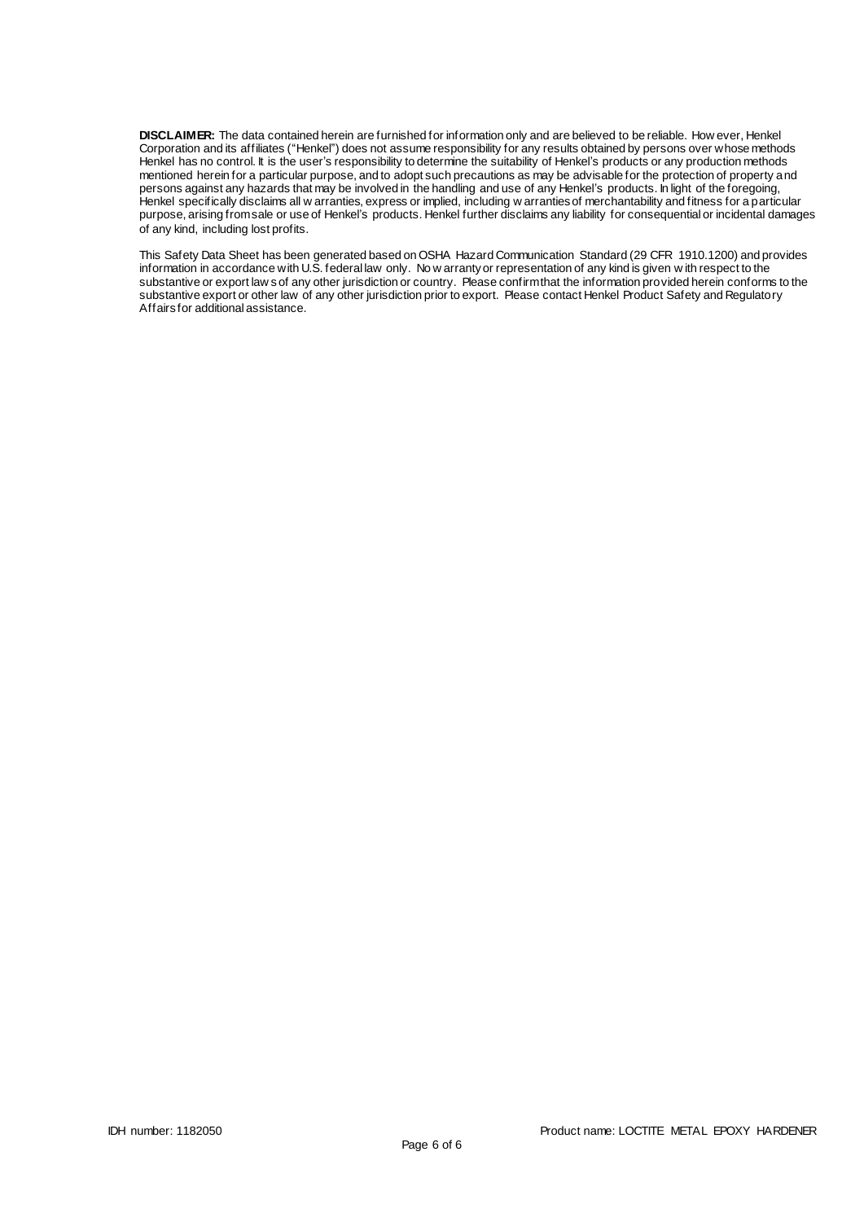**DISCLAIMER:** The data contained herein are furnished for information only and are believed to be reliable. However, Henkel Corporation and its affiliates ("Henkel") does not assume responsibility for any results obtained by persons over whose methods Henkel has no control. It is the user's responsibility to determine the suitability of Henkel's products or any production methods mentioned herein for a particular purpose, and to adopt such precautions as may be advisable for the protection of property and persons against any hazards that may be involved in the handling and use of any Henkel's products. In light of the foregoing, Henkel specifically disclaims all warranties, express or implied, including warranties of merchantability and fitness for a particular purpose, arising from sale or use of Henkel's products. Henkel further disclaims any liability for consequential or incidental damages of any kind, including lost profits.

This Safety Data Sheet has been generated based on OSHA Hazard Communication Standard (29 CFR 1910.1200) and provides information in accordance with U.S. federal law only. No warranty or representation of any kind is given with respect to the substantive or export laws of any other jurisdiction or country. Please confirm that the information provided herein conforms to the substantive export or other law of any other jurisdiction prior to export. Please contact Henkel Product Safety and Regulatory Affairs for additional assistance.